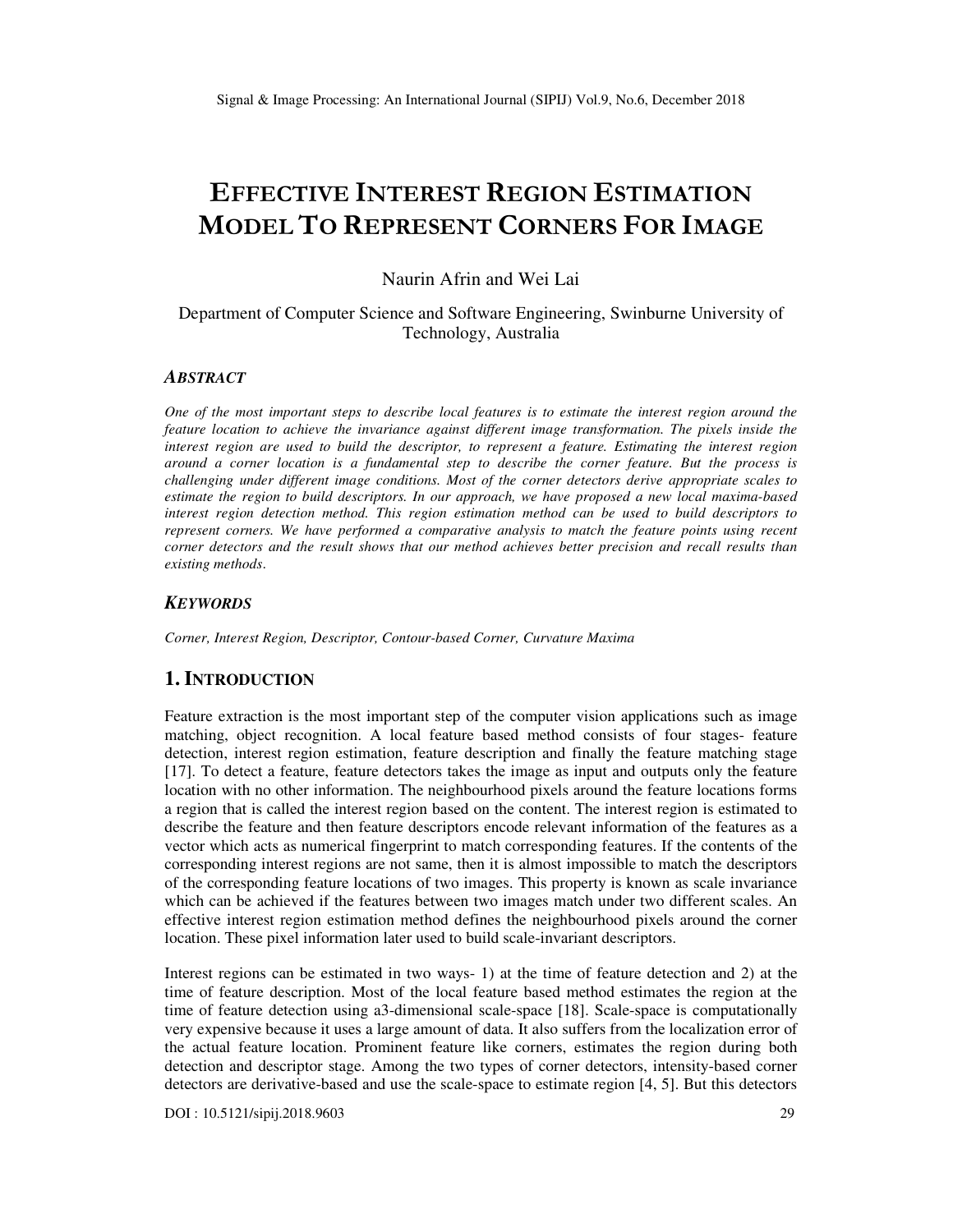# EFFECTIVE INTEREST REGION ESTIMATION MODEL TO REPRESENT CORNERS FOR IMAGE

Naurin Afrin and Wei Lai

Department of Computer Science and Software Engineering, Swinburne University of Technology, Australia

### *ABSTRACT*

*One of the most important steps to describe local features is to estimate the interest region around the feature location to achieve the invariance against different image transformation. The pixels inside the interest region are used to build the descriptor, to represent a feature. Estimating the interest region around a corner location is a fundamental step to describe the corner feature. But the process is challenging under different image conditions. Most of the corner detectors derive appropriate scales to estimate the region to build descriptors. In our approach, we have proposed a new local maxima-based interest region detection method. This region estimation method can be used to build descriptors to represent corners. We have performed a comparative analysis to match the feature points using recent corner detectors and the result shows that our method achieves better precision and recall results than existing methods.*

### *KEYWORDS*

*Corner, Interest Region, Descriptor, Contour-based Corner, Curvature Maxima*

## 1. INTRODUCTION

Feature extraction is the most important step of the computer vision applications such as image matching, object recognition. A local feature based method consists of four stages- feature detection, interest region estimation, feature description and finally the feature matching stage [17]. To detect a feature, feature detectors takes the image as input and outputs only the feature location with no other information. The neighbourhood pixels around the feature locations forms a region that is called the interest region based on the content. The interest region is estimated to describe the feature and then feature descriptors encode relevant information of the features as a vector which acts as numerical fingerprint to match corresponding features. If the contents of the corresponding interest regions are not same, then it is almost impossible to match the descriptors of the corresponding feature locations of two images. This property is known as scale invariance which can be achieved if the features between two images match under two different scales. An effective interest region estimation method defines the neighbourhood pixels around the corner location. These pixel information later used to build scale-invariant descriptors.

Interest regions can be estimated in two ways- 1) at the time of feature detection and 2) at the time of feature description. Most of the local feature based method estimates the region at the time of feature detection using a3-dimensional scale-space [18]. Scale-space is computationally very expensive because it uses a large amount of data. It also suffers from the localization error of the actual feature location. Prominent feature like corners, estimates the region during both detection and descriptor stage. Among the two types of corner detectors, intensity-based corner detectors are derivative-based and use the scale-space to estimate region [4, 5]. But this detectors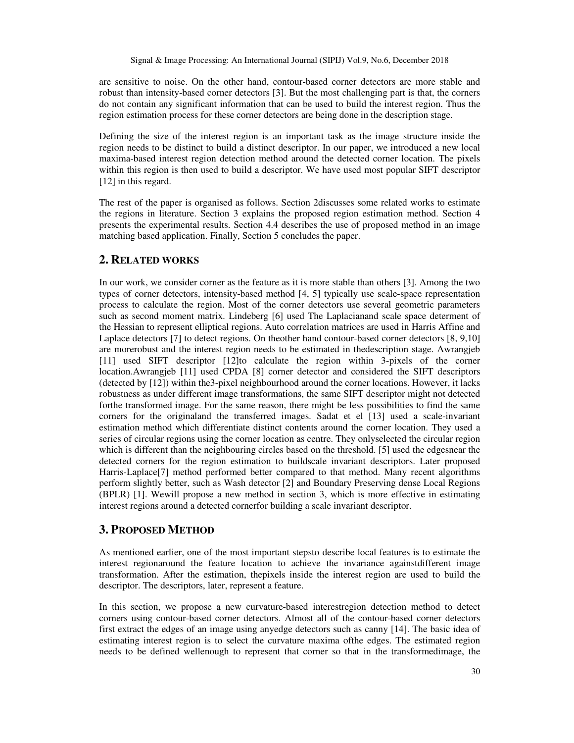are sensitive to noise. On the other hand, contour-based corner detectors are more stable and robust than intensity-based corner detectors [3]. But the most challenging part is that, the corners do not contain any significant information that can be used to build the interest region. Thus the region estimation process for these corner detectors are being done in the description stage.

Defining the size of the interest region is an important task as the image structure inside the region needs to be distinct to build a distinct descriptor. In our paper, we introduced a new local maxima-based interest region detection method around the detected corner location. The pixels within this region is then used to build a descriptor. We have used most popular SIFT descriptor [12] in this regard.

The rest of the paper is organised as follows. Section 2discusses some related works to estimate the regions in literature. Section 3 explains the proposed region estimation method. Section 4 presents the experimental results. Section 4.4 describes the use of proposed method in an image matching based application. Finally, Section 5 concludes the paper.

## 2. RELATED WORKS

In our work, we consider corner as the feature as it is more stable than others [3]. Among the two types of corner detectors, intensity-based method [4, 5] typically use scale-space representation process to calculate the region. Most of the corner detectors use several geometric parameters such as second moment matrix. Lindeberg [6] used The Laplacianand scale space determent of the Hessian to represent elliptical regions. Auto correlation matrices are used in Harris Affine and Laplace detectors [7] to detect regions. On theother hand contour-based corner detectors [8, 9,10] are morerobust and the interest region needs to be estimated in thedescription stage. Awrangjeb [11] used SIFT descriptor [12]to calculate the region within 3-pixels of the corner location.Awrangjeb [11] used CPDA [8] corner detector and considered the SIFT descriptors (detected by [12]) within the3-pixel neighbourhood around the corner locations. However, it lacks robustness as under different image transformations, the same SIFT descriptor might not detected forthe transformed image. For the same reason, there might be less possibilities to find the same corners for the originaland the transferred images. Sadat et el [13] used a scale-invariant estimation method which differentiate distinct contents around the corner location. They used a series of circular regions using the corner location as centre. They onlyselected the circular region which is different than the neighbouring circles based on the threshold. [5] used the edgesnear the detected corners for the region estimation to buildscale invariant descriptors. Later proposed Harris-Laplace[7] method performed better compared to that method. Many recent algorithms perform slightly better, such as Wash detector [2] and Boundary Preserving dense Local Regions (BPLR) [1]. Wewill propose a new method in section 3, which is more effective in estimating interest regions around a detected cornerfor building a scale invariant descriptor.

## 3. PROPOSED METHOD

As mentioned earlier, one of the most important stepsto describe local features is to estimate the interest regionaround the feature location to achieve the invariance againstdifferent image transformation. After the estimation, thepixels inside the interest region are used to build the descriptor. The descriptors, later, represent a feature.

In this section, we propose a new curvature-based interestregion detection method to detect corners using contour-based corner detectors. Almost all of the contour-based corner detectors first extract the edges of an image using anyedge detectors such as canny [14]. The basic idea of estimating interest region is to select the curvature maxima ofthe edges. The estimated region needs to be defined wellenough to represent that corner so that in the transformedimage, the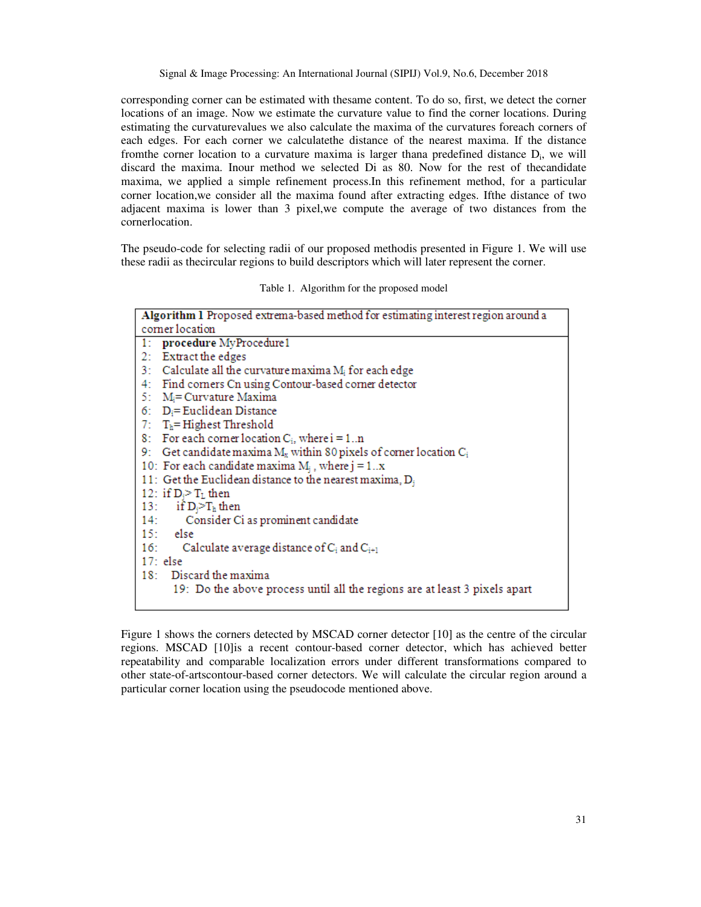corresponding corner can be estimated with thesame content. To do so, first, we detect the corner locations of an image. Now we estimate the curvature value to find the corner locations. During estimating the curvaturevalues we also calculate the maxima of the curvatures foreach corners of each edges. For each corner we calculatethe distance of the nearest maxima. If the distance fromthe corner location to a curvature maxima is larger thana predefined distance $D_i$, we will discard the maxima. Inour method we selected Di as 80. Now for the rest of thecandidate maxima, we applied a simple refinement process.In this refinement method, for a particular corner location,we consider all the maxima found after extracting edges. Ifthe distance of two adjacent maxima is lower than 3 pixel,we compute the average of two distances from the cornerlocation.

The pseudo-code for selecting radii of our proposed methodis presented in Figure 1. We will use these radii as thecircular regions to build descriptors which will later represent the corner.

Table 1. Algorithm for the proposed model

**Algorithm 1** Proposed extrema-based method for estimating interest region around a corner location

```
1:  procedure MyProcedure1
2:  Extract the edges
3:  Calculate all the curvature maxima M_i for each edge
4:  Find corners Cn using Contour-based corner detector
5:  M_i = Curvature Maxima
6:  D_i = Euclidean Distance
7:  T_h = Highest Threshold
8:  For each corner location C_i, where i = 1..n
9:  Get candidate maxima M_x within 80 pixels of corner location C_i
10: For each candidate maxima M_j , where j = 1..x
11: Get the Euclidean distance to the nearest maxima, D_j
12: if D_j > T_L then
13:     if D_j > T_h then
14:        Consider Ci as prominent candidate
15:     else
16:        Calculate average distance of C_i and C_{i+1}
17: else
18:    Discard the maxima
       19: Do the above process until all the regions are at least 3 pixels apart
```

Figure 1 shows the corners detected by MSCAD corner detector [10] as the centre of the circular regions. MSCAD [10]is a recent contour-based corner detector, which has achieved better repeatability and comparable localization errors under different transformations compared to other state-of-artscontour-based corner detectors. We will calculate the circular region around a particular corner location using the pseudocode mentioned above.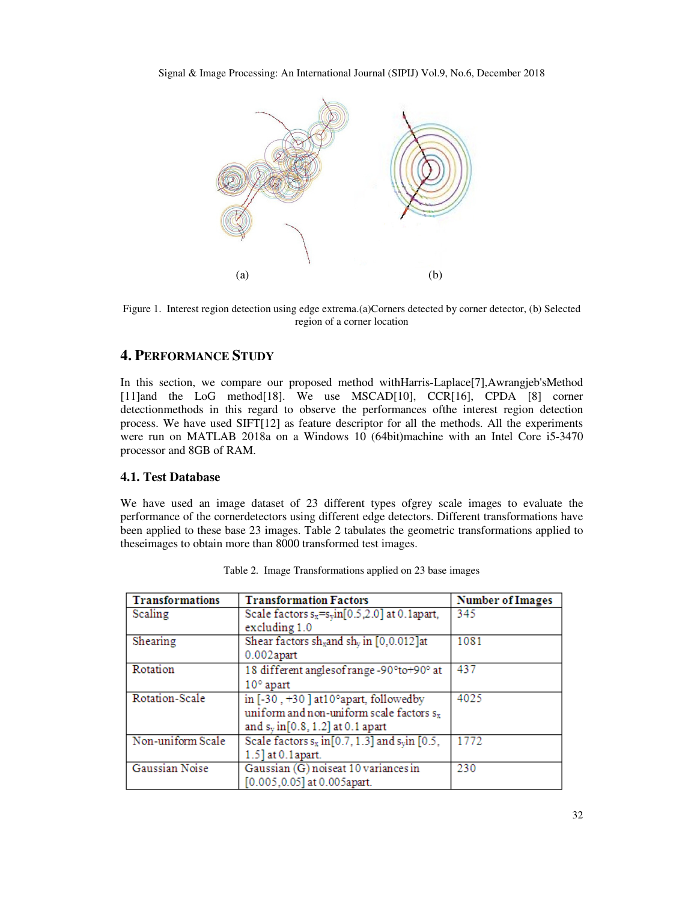(a) (b)

Figure 1. Interest region detection using edge extrema.(a)Corners detected by corner detector, (b) Selected region of a corner location

## 4. PERFORMANCE STUDY

In this section, we compare our proposed method withHarris-Laplace[7],Awrangjeb'sMethod [11]and the LoG method[18]. We use MSCAD[10], CCR[16], CPDA [8] corner detectionmethods in this regard to observe the performances ofthe interest region detection process. We have used SIFT[12] as feature descriptor for all the methods. All the experiments were run on MATLAB 2018a on a Windows 10 (64bit)machine with an Intel Core i5-3470 processor and 8GB of RAM.

### 4.1. Test Database

We have used an image dataset of 23 different types ofgrey scale images to evaluate the performance of the cornerdetectors using different edge detectors. Different transformations have been applied to these base 23 images. Table 2 tabulates the geometric transformations applied to theseimages to obtain more than 8000 transformed test images.

Table 2. Image Transformations applied on 23 base images

| Transformations | Transformation Factors | Number of Images |
|---|---|---|
| Scaling | Scale factors $s_x$=$s_y$in[0.5,2.0] at 0.1apart, excluding 1.0 | 345 |
| Shearing | Shear factors $sh_x$and $sh_y$ in [0,0.012]at 0.002apart | 1081 |
| Rotation | 18 different anglesof range -90°to+90° at 10° apart | 437 |
| Rotation-Scale | in [-30 , +30 ] at10°apart, followedby uniform and non-uniform scale factors $s_x$ and $s_y$ in[0.8, 1.2] at 0.1 apart | 4025 |
| Non-uniform Scale | Scale factors $s_x$ in[0.7, 1.3] and $s_y$in [0.5, 1.5] at 0.1apart. | 1772 |
| Gaussian Noise | Gaussian (G) noiseat 10 variances in [0.005,0.05] at 0.005apart. | 230 |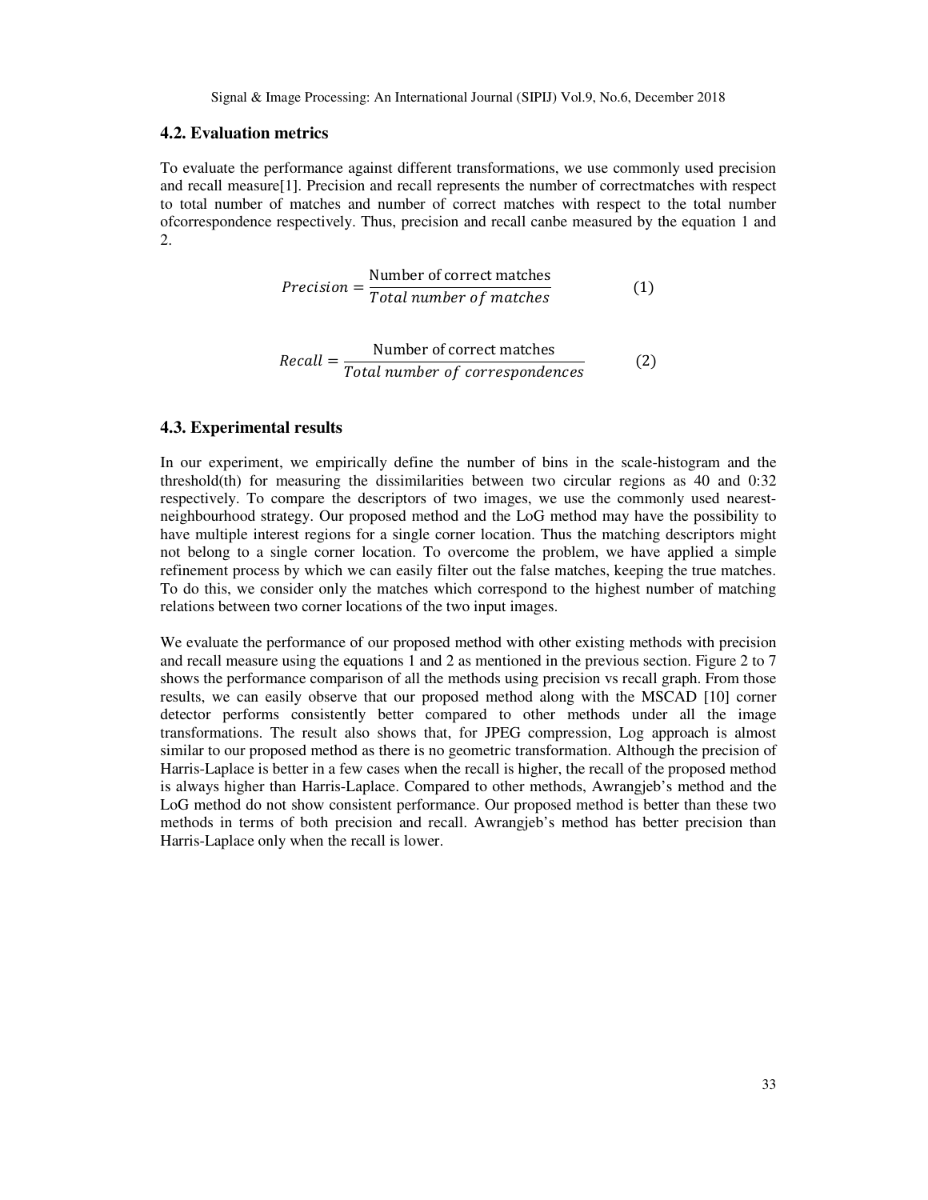### 4.2. Evaluation metrics

To evaluate the performance against different transformations, we use commonly used precision and recall measure[1]. Precision and recall represents the number of correctmatches with respect to total number of matches and number of correct matches with respect to the total number ofcorrespondence respectively. Thus, precision and recall canbe measured by the equation 1 and 2.

$$Precision = \frac{\text{Number of correct matches}}{Total\ number\ of\ matches} \qquad (1)$$

$$Recall = \frac{\text{Number of correct matches}}{Total\ number\ of\ correspondences} \qquad (2)$$

### 4.3. Experimental results

In our experiment, we empirically define the number of bins in the scale-histogram and the threshold(th) for measuring the dissimilarities between two circular regions as 40 and 0:32 respectively. To compare the descriptors of two images, we use the commonly used nearest-neighbourhood strategy. Our proposed method and the LoG method may have the possibility to have multiple interest regions for a single corner location. Thus the matching descriptors might not belong to a single corner location. To overcome the problem, we have applied a simple refinement process by which we can easily filter out the false matches, keeping the true matches. To do this, we consider only the matches which correspond to the highest number of matching relations between two corner locations of the two input images.

We evaluate the performance of our proposed method with other existing methods with precision and recall measure using the equations 1 and 2 as mentioned in the previous section. Figure 2 to 7 shows the performance comparison of all the methods using precision vs recall graph. From those results, we can easily observe that our proposed method along with the MSCAD [10] corner detector performs consistently better compared to other methods under all the image transformations. The result also shows that, for JPEG compression, Log approach is almost similar to our proposed method as there is no geometric transformation. Although the precision of Harris-Laplace is better in a few cases when the recall is higher, the recall of the proposed method is always higher than Harris-Laplace. Compared to other methods, Awrangjeb's method and the LoG method do not show consistent performance. Our proposed method is better than these two methods in terms of both precision and recall. Awrangjeb's method has better precision than Harris-Laplace only when the recall is lower.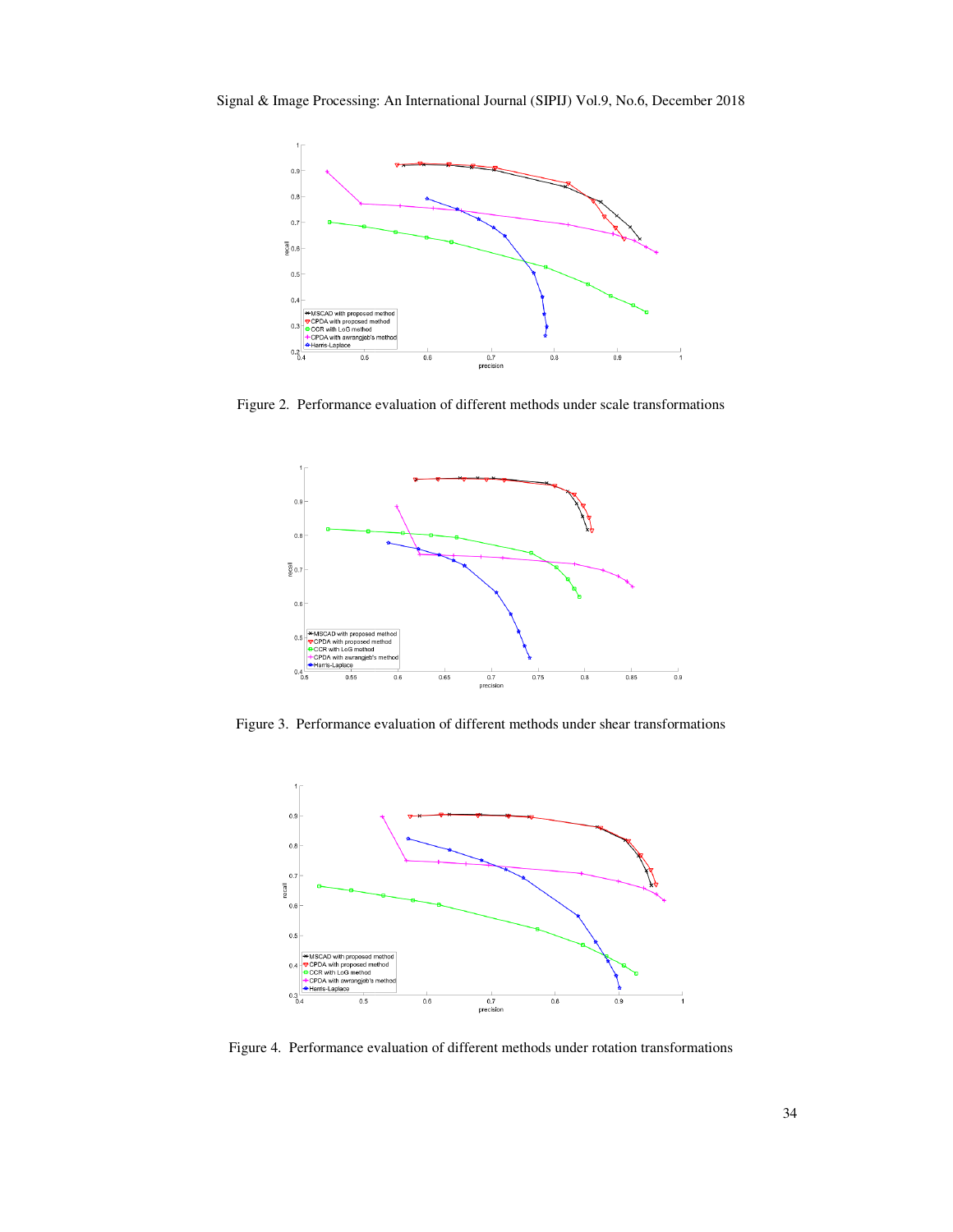Figure 2. Performance evaluation of different methods under scale transformations

Figure 3. Performance evaluation of different methods under shear transformations

Figure 4. Performance evaluation of different methods under rotation transformations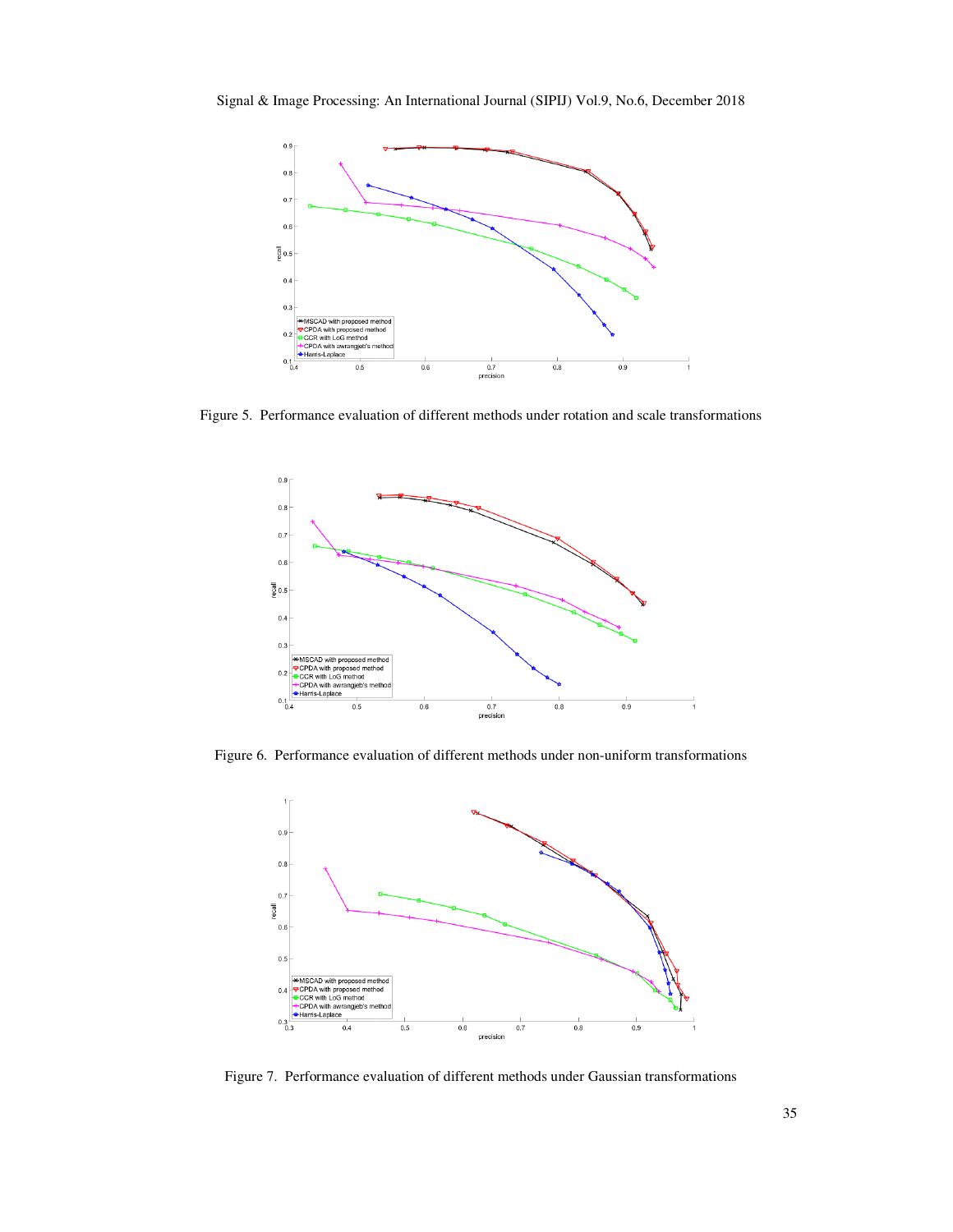Figure 5. Performance evaluation of different methods under rotation and scale transformations

Figure 6. Performance evaluation of different methods under non-uniform transformations

Figure 7. Performance evaluation of different methods under Gaussian transformations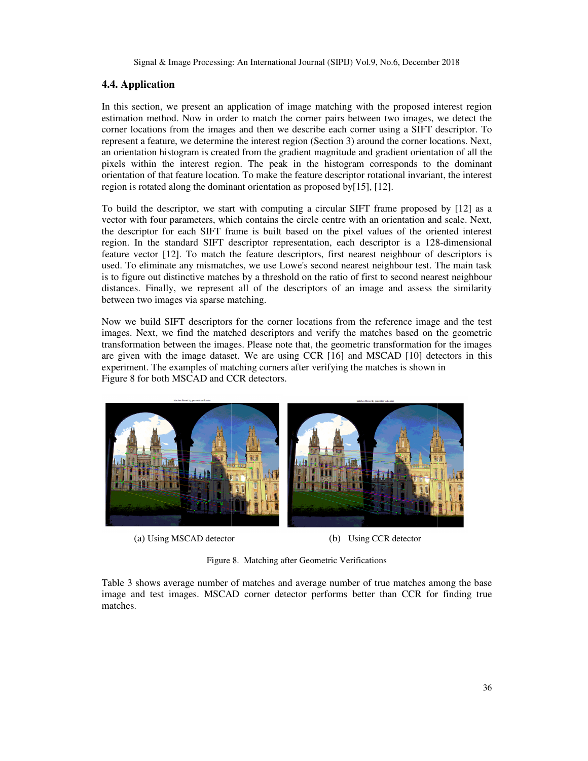### 4.4. Application

In this section, we present an application of image matching with the proposed interest region estimation method. Now in order to match the corner pairs between two images, we detect the corner locations from the images and then we describe each corner using a SIFT descriptor. To represent a feature, we determine the interest region (Section 3) around the corner locations. Next, an orientation histogram is created from the gradient magnitude and gradient orientation of all the pixels within the interest region. The peak in the histogram corresponds to the dominant orientation of that feature location. To make the feature descriptor rotational invariant, the interest region is rotated along the dominant orientation as proposed by[15], [12].

To build the descriptor, we start with computing a circular SIFT frame proposed by [12] as a vector with four parameters, which contains the circle centre with an orientation and scale. Next, the descriptor for each SIFT frame is built based on the pixel values of the oriented interest region. In the standard SIFT descriptor representation, each descriptor is a 128-dimensional feature vector [12]. To match the feature descriptors, first nearest neighbour of descriptors is used. To eliminate any mismatches, we use Lowe's second nearest neighbour test. The main task is to figure out distinctive matches by a threshold on the ratio of first to second nearest neighbour distances. Finally, we represent all of the descriptors of an image and assess the similarity between two images via sparse matching.

Now we build SIFT descriptors for the corner locations from the reference image and the test images. Next, we find the matched descriptors and verify the matches based on the geometric transformation between the images. Please note that, the geometric transformation for the images are given with the image dataset. We are using CCR [16] and MSCAD [10] detectors in this experiment. The examples of matching corners after verifying the matches is shown in Figure 8 for both MSCAD and CCR detectors.

(a) Using MSCAD detector

(b) Using CCR detector

Figure 8. Matching after Geometric Verifications

Table 3 shows average number of matches and average number of true matches among the base image and test images. MSCAD corner detector performs better than CCR for finding true matches.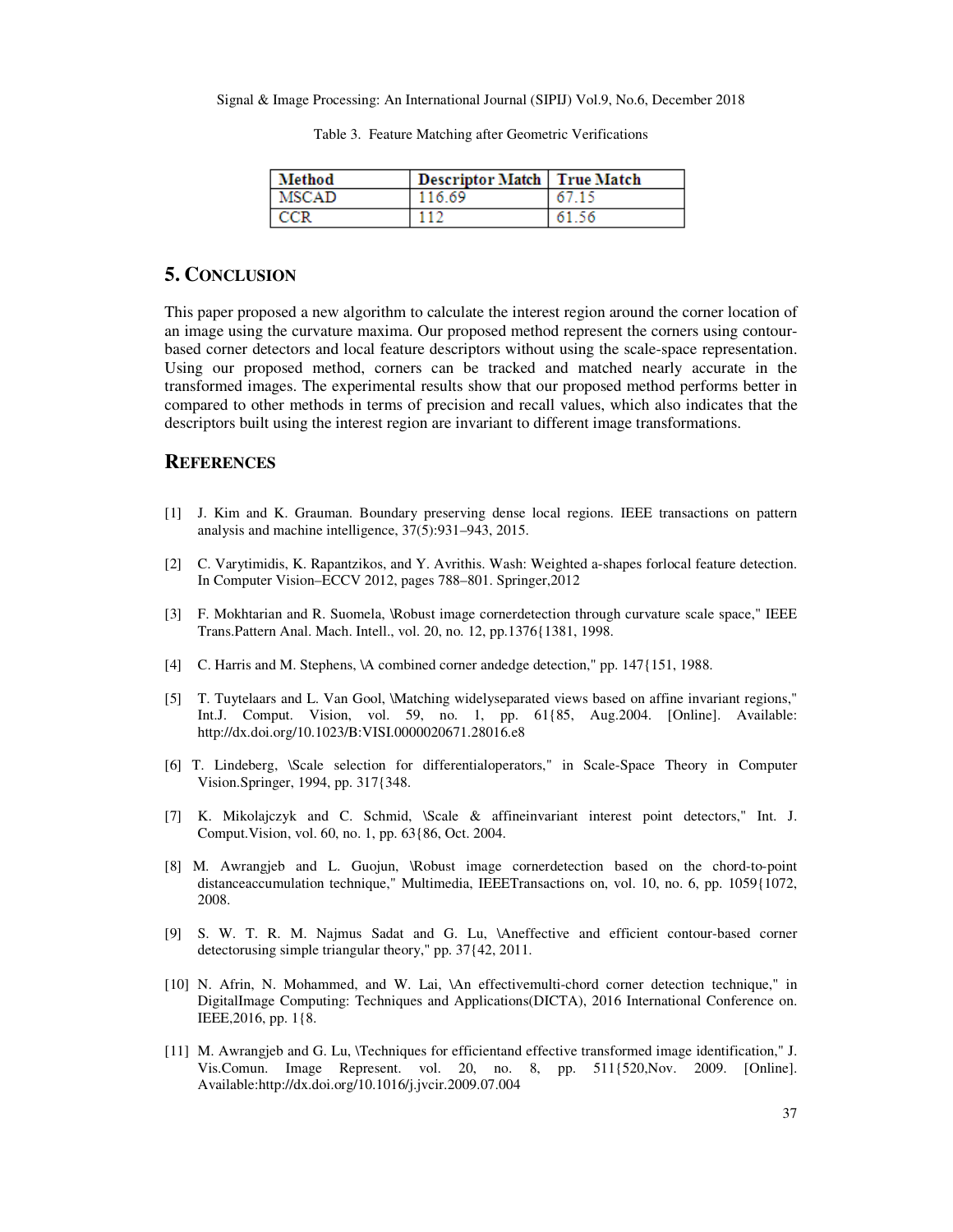Table 3. Feature Matching after Geometric Verifications

| Method | Descriptor Match | True Match |
| --- | --- | --- |
| MSCAD | 116.69 | 67.15 |
| CCR | 112 | 61.56 |

## 5. CONCLUSION

This paper proposed a new algorithm to calculate the interest region around the corner location of an image using the curvature maxima. Our proposed method represent the corners using contour-based corner detectors and local feature descriptors without using the scale-space representation. Using our proposed method, corners can be tracked and matched nearly accurate in the transformed images. The experimental results show that our proposed method performs better in compared to other methods in terms of precision and recall values, which also indicates that the descriptors built using the interest region are invariant to different image transformations.

## REFERENCES

[1] J. Kim and K. Grauman. Boundary preserving dense local regions. IEEE transactions on pattern analysis and machine intelligence, 37(5):931–943, 2015.

[2] C. Varytimidis, K. Rapantzikos, and Y. Avrithis. Wash: Weighted a-shapes forlocal feature detection. In Computer Vision–ECCV 2012, pages 788–801. Springer,2012

[3] F. Mokhtarian and R. Suomela, \Robust image cornerdetection through curvature scale space," IEEE Trans.Pattern Anal. Mach. Intell., vol. 20, no. 12, pp.1376{1381, 1998.

[4] C. Harris and M. Stephens, \A combined corner andedge detection," pp. 147{151, 1988.

[5] T. Tuytelaars and L. Van Gool, \Matching widelyseparated views based on affine invariant regions," Int.J. Comput. Vision, vol. 59, no. 1, pp. 61{85, Aug.2004. [Online]. Available: http://dx.doi.org/10.1023/B:VISI.0000020671.28016.e8

[6] T. Lindeberg, \Scale selection for differentialoperators," in Scale-Space Theory in Computer Vision.Springer, 1994, pp. 317{348.

[7] K. Mikolajczyk and C. Schmid, \Scale & affineinvariant interest point detectors," Int. J. Comput.Vision, vol. 60, no. 1, pp. 63{86, Oct. 2004.

[8] M. Awrangjeb and L. Guojun, \Robust image cornerdetection based on the chord-to-point distanceaccumulation technique," Multimedia, IEEETransactions on, vol. 10, no. 6, pp. 1059{1072, 2008.

[9] S. W. T. R. M. Najmus Sadat and G. Lu, \Aneffective and efficient contour-based corner detectorusing simple triangular theory," pp. 37{42, 2011.

[10] N. Afrin, N. Mohammed, and W. Lai, \An effectivemulti-chord corner detection technique," in DigitalImage Computing: Techniques and Applications(DICTA), 2016 International Conference on. IEEE,2016, pp. 1{8.

[11] M. Awrangjeb and G. Lu, \Techniques for efficientand effective transformed image identification," J. Vis.Comun. Image Represent. vol. 20, no. 8, pp. 511{520,Nov. 2009. [Online]. Available:http://dx.doi.org/10.1016/j.jvcir.2009.07.004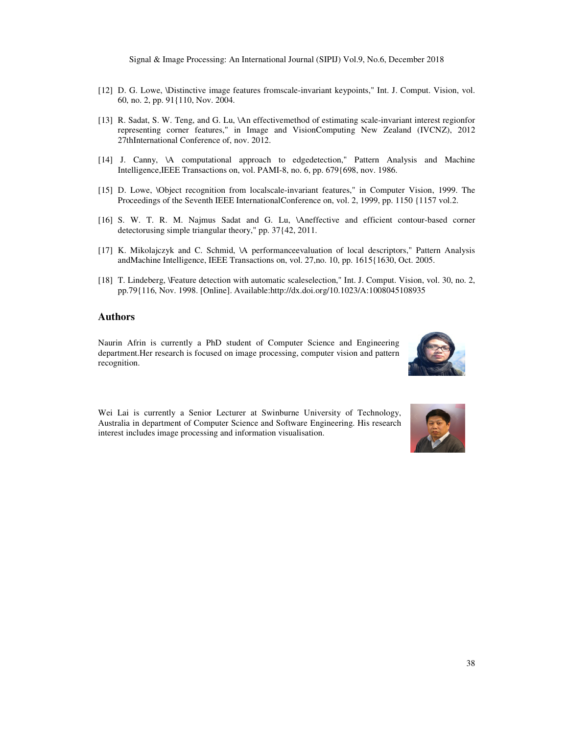[12] D. G. Lowe, \Distinctive image features fromscale-invariant keypoints," Int. J. Comput. Vision, vol. 60, no. 2, pp. 91{110, Nov. 2004.

[13] R. Sadat, S. W. Teng, and G. Lu, \An effectivemethod of estimating scale-invariant interest regionfor representing corner features," in Image and VisionComputing New Zealand (IVCNZ), 2012 27thInternational Conference of, nov. 2012.

[14] J. Canny, \A computational approach to edgedetection," Pattern Analysis and Machine Intelligence,IEEE Transactions on, vol. PAMI-8, no. 6, pp. 679{698, nov. 1986.

[15] D. Lowe, \Object recognition from localscale-invariant features," in Computer Vision, 1999. The Proceedings of the Seventh IEEE InternationalConference on, vol. 2, 1999, pp. 1150 {1157 vol.2.

[16] S. W. T. R. M. Najmus Sadat and G. Lu, \Aneffective and efficient contour-based corner detectorusing simple triangular theory," pp. 37{42, 2011.

[17] K. Mikolajczyk and C. Schmid, \A performanceevaluation of local descriptors," Pattern Analysis andMachine Intelligence, IEEE Transactions on, vol. 27,no. 10, pp. 1615{1630, Oct. 2005.

[18] T. Lindeberg, \Feature detection with automatic scaleselection," Int. J. Comput. Vision, vol. 30, no. 2, pp.79{116, Nov. 1998. [Online]. Available:http://dx.doi.org/10.1023/A:1008045108935

## Authors

Naurin Afrin is currently a PhD student of Computer Science and Engineering department.Her research is focused on image processing, computer vision and pattern recognition.

Wei Lai is currently a Senior Lecturer at Swinburne University of Technology, Australia in department of Computer Science and Software Engineering. His research interest includes image processing and information visualisation.